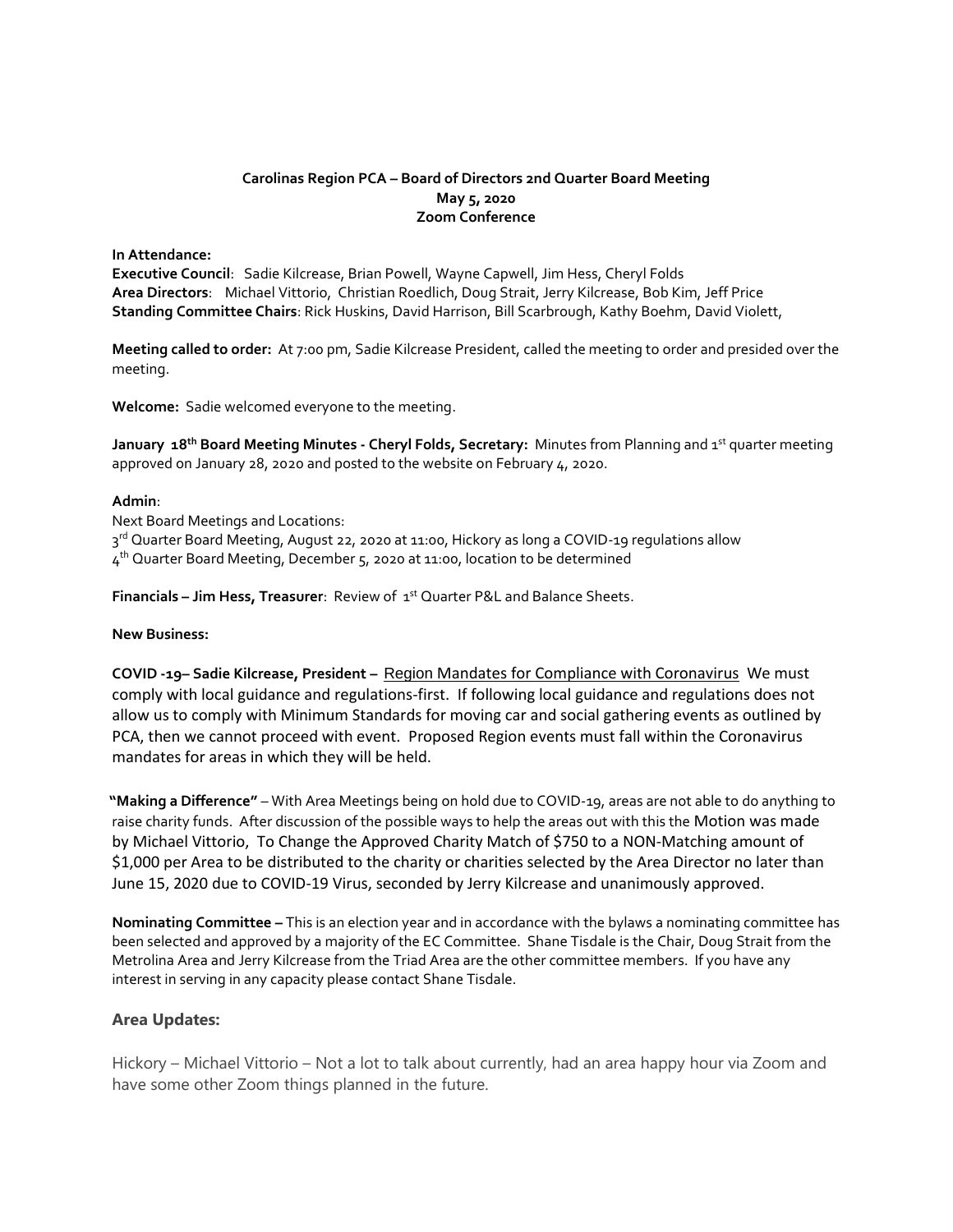**Carolinas Region PCA – Board of Directors 2nd Quarter Board Meeting**
**May 5, 2020**
**Zoom Conference**

**In Attendance:**
**Executive Council**: Sadie Kilcrease, Brian Powell, Wayne Capwell, Jim Hess, Cheryl Folds
**Area Directors**: Michael Vittorio, Christian Roedlich, Doug Strait, Jerry Kilcrease, Bob Kim, Jeff Price
**Standing Committee Chairs**: Rick Huskins, David Harrison, Bill Scarbrough, Kathy Boehm, David Violett,

**Meeting called to order:** At 7:00 pm, Sadie Kilcrease President, called the meeting to order and presided over the meeting.

**Welcome:** Sadie welcomed everyone to the meeting.

**January 18th Board Meeting Minutes - Cheryl Folds, Secretary:** Minutes from Planning and 1st quarter meeting approved on January 28, 2020 and posted to the website on February 4, 2020.

**Admin**:
Next Board Meetings and Locations:
3rd Quarter Board Meeting, August 22, 2020 at 11:00, Hickory as long a COVID-19 regulations allow
4th Quarter Board Meeting, December 5, 2020 at 11:00, location to be determined

**Financials – Jim Hess, Treasurer**: Review of 1st Quarter P&L and Balance Sheets.

**New Business:**

**COVID -19– Sadie Kilcrease, President –** Region Mandates for Compliance with Coronavirus We must comply with local guidance and regulations-first. If following local guidance and regulations does not allow us to comply with Minimum Standards for moving car and social gathering events as outlined by PCA, then we cannot proceed with event. Proposed Region events must fall within the Coronavirus mandates for areas in which they will be held.

**"Making a Difference"** – With Area Meetings being on hold due to COVID-19, areas are not able to do anything to raise charity funds. After discussion of the possible ways to help the areas out with this the Motion was made by Michael Vittorio, To Change the Approved Charity Match of $750 to a NON-Matching amount of $1,000 per Area to be distributed to the charity or charities selected by the Area Director no later than June 15, 2020 due to COVID-19 Virus, seconded by Jerry Kilcrease and unanimously approved.

**Nominating Committee –** This is an election year and in accordance with the bylaws a nominating committee has been selected and approved by a majority of the EC Committee. Shane Tisdale is the Chair, Doug Strait from the Metrolina Area and Jerry Kilcrease from the Triad Area are the other committee members. If you have any interest in serving in any capacity please contact Shane Tisdale.

## Area Updates:

Hickory – Michael Vittorio – Not a lot to talk about currently, had an area happy hour via Zoom and have some other Zoom things planned in the future.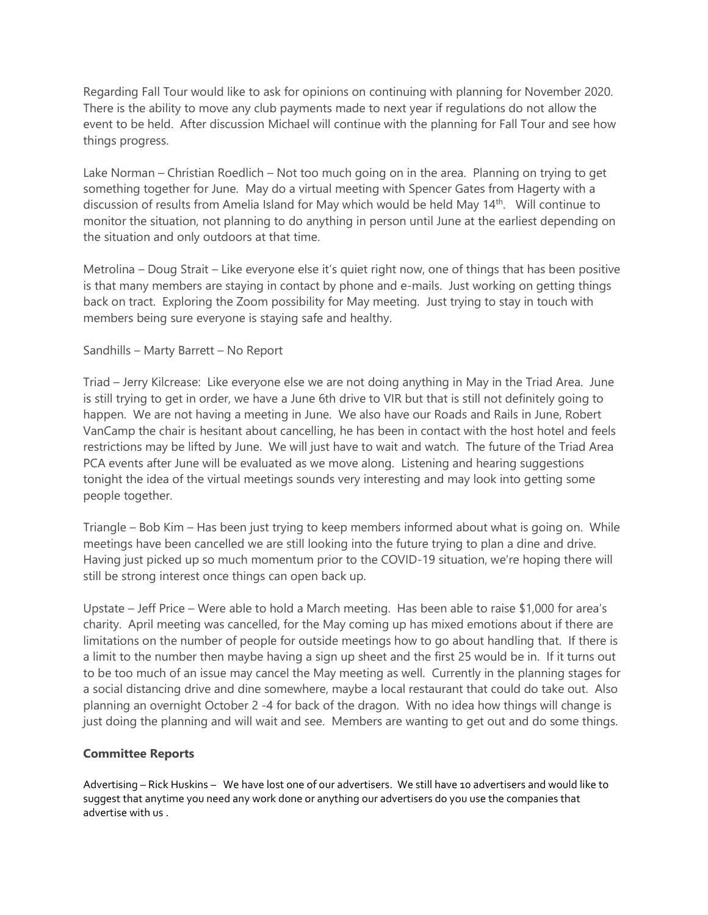Regarding Fall Tour would like to ask for opinions on continuing with planning for November 2020. There is the ability to move any club payments made to next year if regulations do not allow the event to be held. After discussion Michael will continue with the planning for Fall Tour and see how things progress.

Lake Norman – Christian Roedlich – Not too much going on in the area. Planning on trying to get something together for June. May do a virtual meeting with Spencer Gates from Hagerty with a discussion of results from Amelia Island for May which would be held May 14th. Will continue to monitor the situation, not planning to do anything in person until June at the earliest depending on the situation and only outdoors at that time.

Metrolina – Doug Strait – Like everyone else it's quiet right now, one of things that has been positive is that many members are staying in contact by phone and e-mails. Just working on getting things back on tract. Exploring the Zoom possibility for May meeting. Just trying to stay in touch with members being sure everyone is staying safe and healthy.

Sandhills – Marty Barrett – No Report

Triad – Jerry Kilcrease: Like everyone else we are not doing anything in May in the Triad Area. June is still trying to get in order, we have a June 6th drive to VIR but that is still not definitely going to happen. We are not having a meeting in June. We also have our Roads and Rails in June, Robert VanCamp the chair is hesitant about cancelling, he has been in contact with the host hotel and feels restrictions may be lifted by June. We will just have to wait and watch. The future of the Triad Area PCA events after June will be evaluated as we move along. Listening and hearing suggestions tonight the idea of the virtual meetings sounds very interesting and may look into getting some people together.

Triangle – Bob Kim – Has been just trying to keep members informed about what is going on. While meetings have been cancelled we are still looking into the future trying to plan a dine and drive. Having just picked up so much momentum prior to the COVID-19 situation, we're hoping there will still be strong interest once things can open back up.

Upstate – Jeff Price – Were able to hold a March meeting. Has been able to raise $1,000 for area's charity. April meeting was cancelled, for the May coming up has mixed emotions about if there are limitations on the number of people for outside meetings how to go about handling that. If there is a limit to the number then maybe having a sign up sheet and the first 25 would be in. If it turns out to be too much of an issue may cancel the May meeting as well. Currently in the planning stages for a social distancing drive and dine somewhere, maybe a local restaurant that could do take out. Also planning an overnight October 2 -4 for back of the dragon. With no idea how things will change is just doing the planning and will wait and see. Members are wanting to get out and do some things.

**Committee Reports**

Advertising – Rick Huskins – We have lost one of our advertisers. We still have 10 advertisers and would like to suggest that anytime you need any work done or anything our advertisers do you use the companies that advertise with us .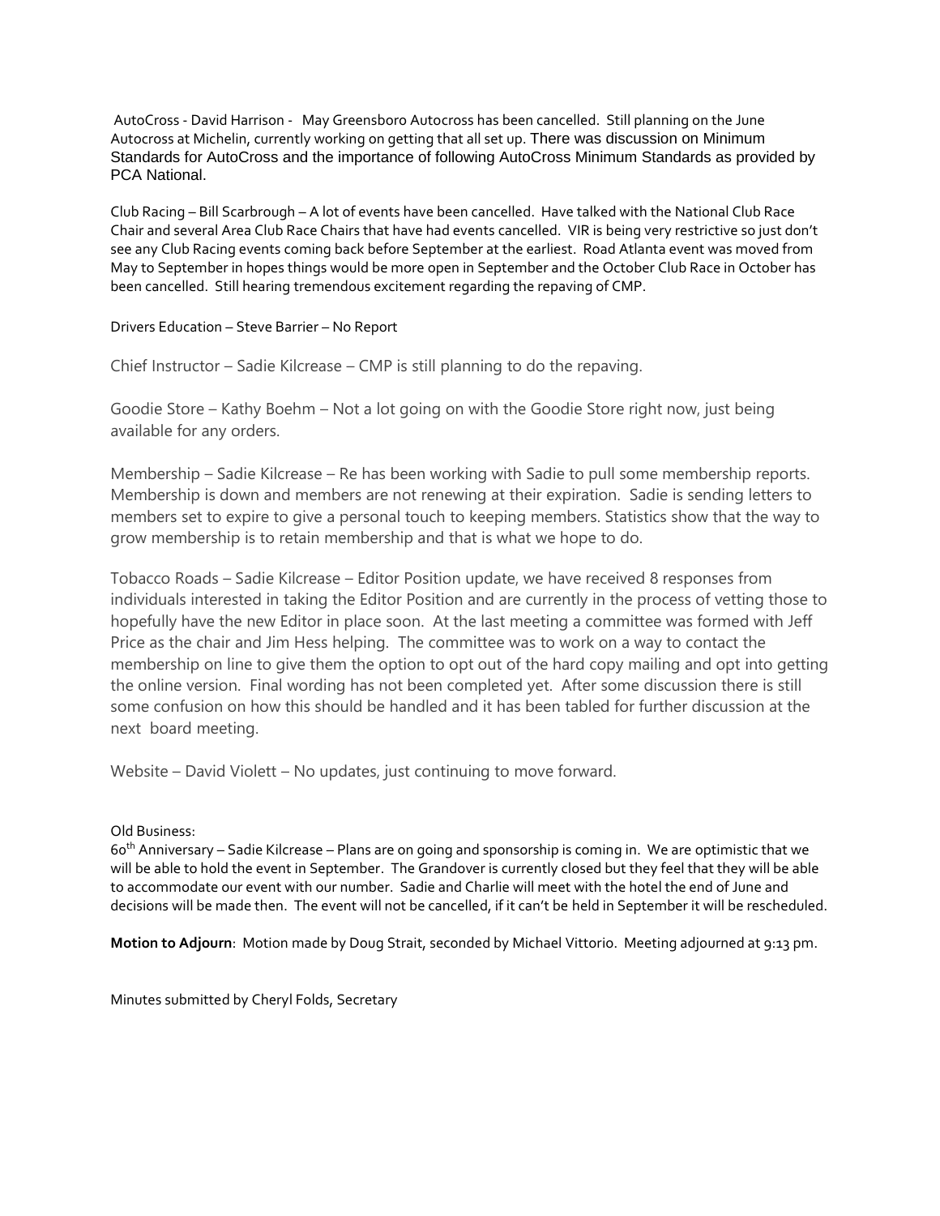AutoCross - David Harrison - May Greensboro Autocross has been cancelled. Still planning on the June Autocross at Michelin, currently working on getting that all set up. There was discussion on Minimum Standards for AutoCross and the importance of following AutoCross Minimum Standards as provided by PCA National.

Club Racing – Bill Scarbrough – A lot of events have been cancelled. Have talked with the National Club Race Chair and several Area Club Race Chairs that have had events cancelled. VIR is being very restrictive so just don't see any Club Racing events coming back before September at the earliest. Road Atlanta event was moved from May to September in hopes things would be more open in September and the October Club Race in October has been cancelled. Still hearing tremendous excitement regarding the repaving of CMP.

Drivers Education – Steve Barrier – No Report

Chief Instructor – Sadie Kilcrease – CMP is still planning to do the repaving.

Goodie Store – Kathy Boehm – Not a lot going on with the Goodie Store right now, just being available for any orders.

Membership – Sadie Kilcrease – Re has been working with Sadie to pull some membership reports. Membership is down and members are not renewing at their expiration. Sadie is sending letters to members set to expire to give a personal touch to keeping members. Statistics show that the way to grow membership is to retain membership and that is what we hope to do.

Tobacco Roads – Sadie Kilcrease – Editor Position update, we have received 8 responses from individuals interested in taking the Editor Position and are currently in the process of vetting those to hopefully have the new Editor in place soon. At the last meeting a committee was formed with Jeff Price as the chair and Jim Hess helping. The committee was to work on a way to contact the membership on line to give them the option to opt out of the hard copy mailing and opt into getting the online version. Final wording has not been completed yet. After some discussion there is still some confusion on how this should be handled and it has been tabled for further discussion at the next board meeting.

Website – David Violett – No updates, just continuing to move forward.

Old Business:
60th Anniversary – Sadie Kilcrease – Plans are on going and sponsorship is coming in. We are optimistic that we will be able to hold the event in September. The Grandover is currently closed but they feel that they will be able to accommodate our event with our number. Sadie and Charlie will meet with the hotel the end of June and decisions will be made then. The event will not be cancelled, if it can't be held in September it will be rescheduled.

**Motion to Adjourn**: Motion made by Doug Strait, seconded by Michael Vittorio. Meeting adjourned at 9:13 pm.

Minutes submitted by Cheryl Folds, Secretary